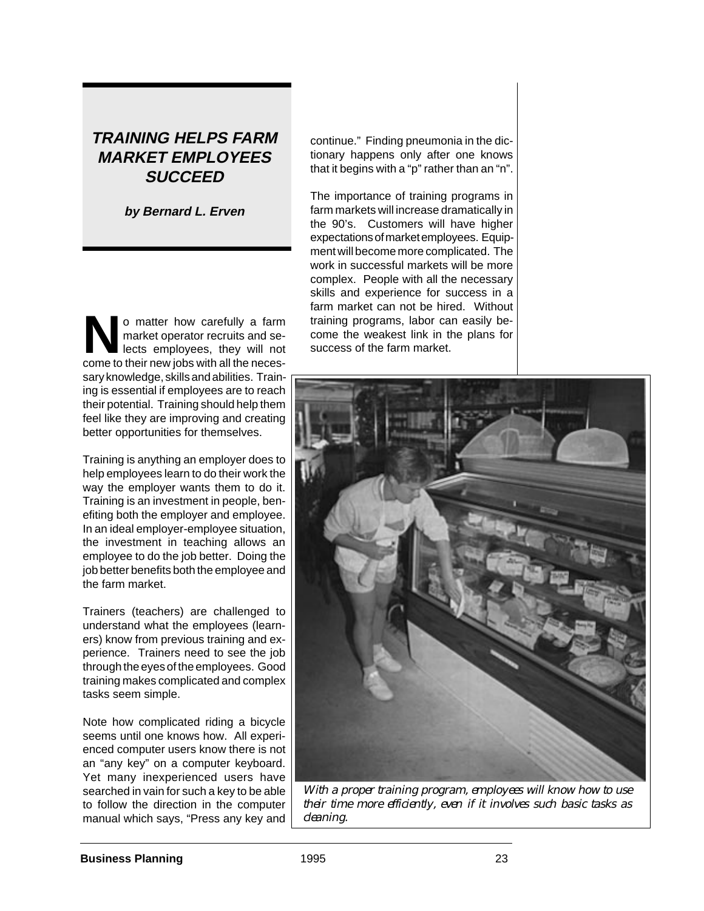# TRAINING HELPS FARM MARKET EMPLOYEES SUCCEED

***by Bernard L. Erven***

No matter how carefully a farm market operator recruits and selects employees, they will not come to their new jobs with all the necessary knowledge, skills and abilities. Training is essential if employees are to reach their potential. Training should help them feel like they are improving and creating better opportunities for themselves.

Training is anything an employer does to help employees learn to do their work the way the employer wants them to do it. Training is an investment in people, benefiting both the employer and employee. In an ideal employer-employee situation, the investment in teaching allows an employee to do the job better. Doing the job better benefits both the employee and the farm market.

Trainers (teachers) are challenged to understand what the employees (learners) know from previous training and experience. Trainers need to see the job through the eyes of the employees. Good training makes complicated and complex tasks seem simple.

Note how complicated riding a bicycle seems until one knows how. All experienced computer users know there is not an "any key" on a computer keyboard. Yet many inexperienced users have searched in vain for such a key to be able to follow the direction in the computer manual which says, "Press any key and continue." Finding pneumonia in the dictionary happens only after one knows that it begins with a "p" rather than an "n".

The importance of training programs in farm markets will increase dramatically in the 90's. Customers will have higher expectations of market employees. Equipment will become more complicated. The work in successful markets will be more complex. People with all the necessary skills and experience for success in a farm market can not be hired. Without training programs, labor can easily become the weakest link in the plans for success of the farm market.

*With a proper training program, employees will know how to use their time more efficiently, even if it involves such basic tasks as cleaning.*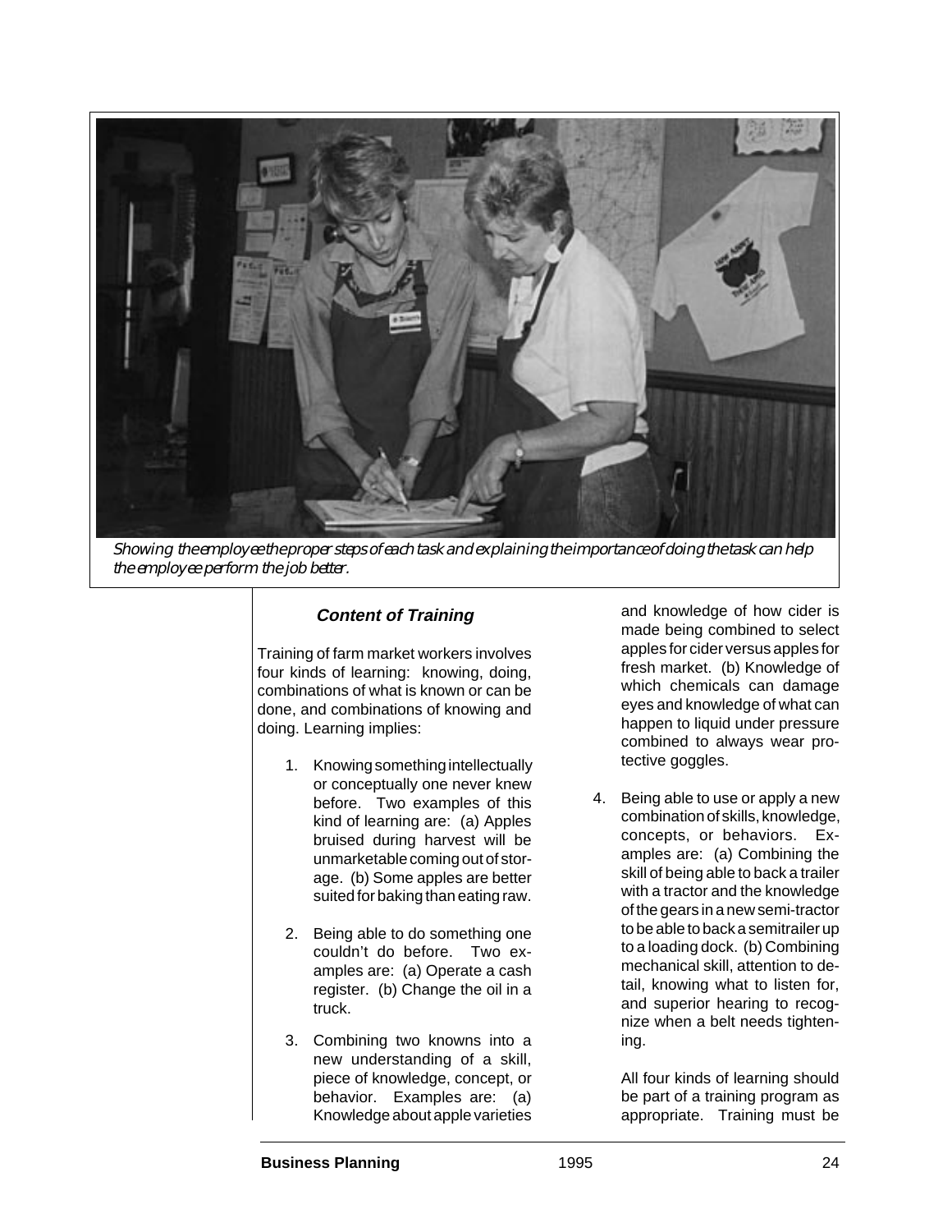*Showing the employee the proper steps of each task and explaining the importance of doing the task can help the employee perform the job better.*

### Content of Training

Training of farm market workers involves four kinds of learning: knowing, doing, combinations of what is known or can be done, and combinations of knowing and doing. Learning implies:

1. Knowing something intellectually or conceptually one never knew before. Two examples of this kind of learning are: (a) Apples bruised during harvest will be unmarketable coming out of storage. (b) Some apples are better suited for baking than eating raw.

2. Being able to do something one couldn't do before. Two examples are: (a) Operate a cash register. (b) Change the oil in a truck.

3. Combining two knowns into a new understanding of a skill, piece of knowledge, concept, or behavior. Examples are: (a) Knowledge about apple varieties and knowledge of how cider is made being combined to select apples for cider versus apples for fresh market. (b) Knowledge of which chemicals can damage eyes and knowledge of what can happen to liquid under pressure combined to always wear protective goggles.

4. Being able to use or apply a new combination of skills, knowledge, concepts, or behaviors. Examples are: (a) Combining the skill of being able to back a trailer with a tractor and the knowledge of the gears in a new semi-tractor to be able to back a semitrailer up to a loading dock. (b) Combining mechanical skill, attention to detail, knowing what to listen for, and superior hearing to recognize when a belt needs tightening.

All four kinds of learning should be part of a training program as appropriate. Training must be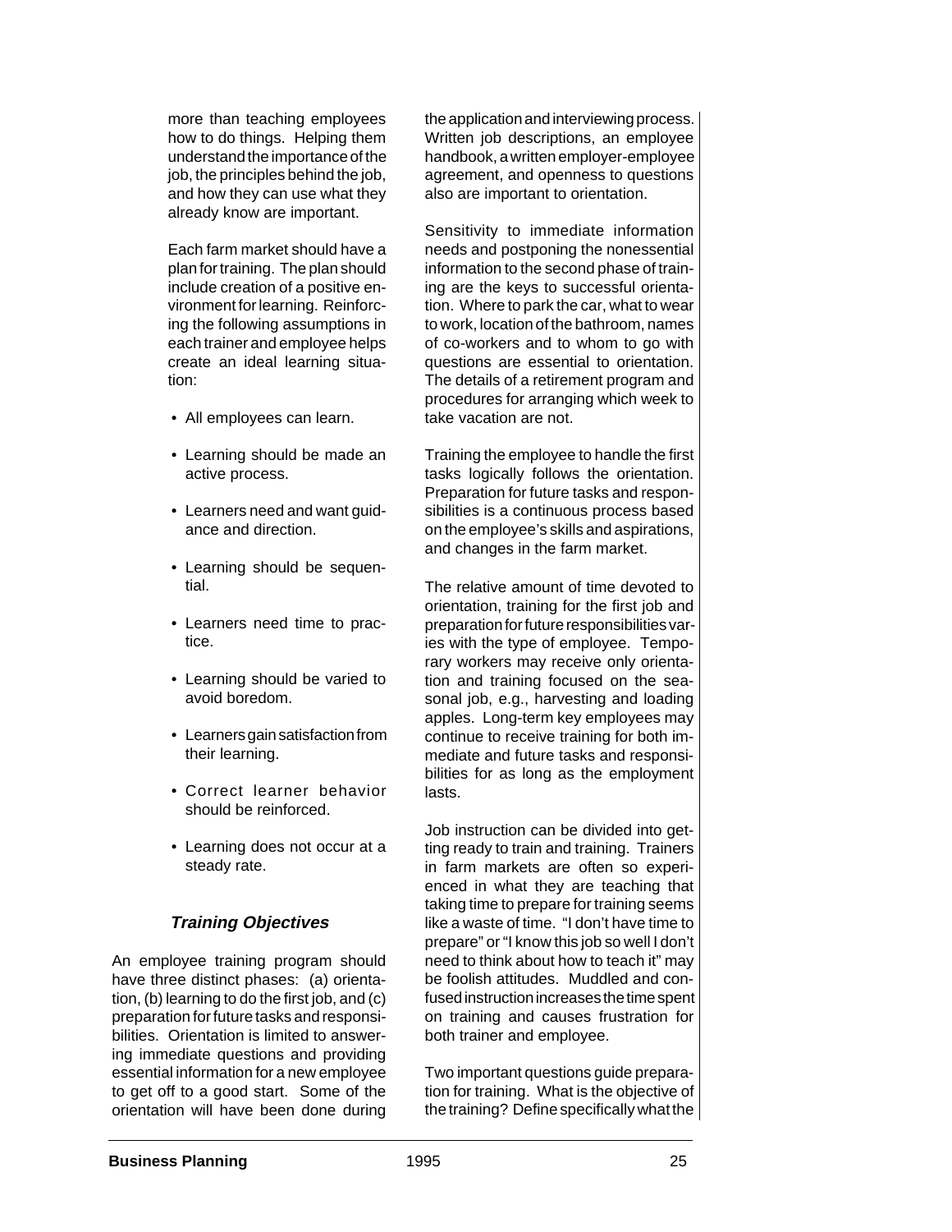more than teaching employees how to do things. Helping them understand the importance of the job, the principles behind the job, and how they can use what they already know are important.

Each farm market should have a plan for training. The plan should include creation of a positive environment for learning. Reinforcing the following assumptions in each trainer and employee helps create an ideal learning situation:

- All employees can learn.
- Learning should be made an active process.
- Learners need and want guidance and direction.
- Learning should be sequential.
- Learners need time to practice.
- Learning should be varied to avoid boredom.
- Learners gain satisfaction from their learning.
- Correct learner behavior should be reinforced.
- Learning does not occur at a steady rate.

### *Training Objectives*

An employee training program should have three distinct phases: (a) orientation, (b) learning to do the first job, and (c) preparation for future tasks and responsibilities. Orientation is limited to answering immediate questions and providing essential information for a new employee to get off to a good start. Some of the orientation will have been done during the application and interviewing process. Written job descriptions, an employee handbook, a written employer-employee agreement, and openness to questions also are important to orientation.

Sensitivity to immediate information needs and postponing the nonessential information to the second phase of training are the keys to successful orientation. Where to park the car, what to wear to work, location of the bathroom, names of co-workers and to whom to go with questions are essential to orientation. The details of a retirement program and procedures for arranging which week to take vacation are not.

Training the employee to handle the first tasks logically follows the orientation. Preparation for future tasks and responsibilities is a continuous process based on the employee's skills and aspirations, and changes in the farm market.

The relative amount of time devoted to orientation, training for the first job and preparation for future responsibilities varies with the type of employee. Temporary workers may receive only orientation and training focused on the seasonal job, e.g., harvesting and loading apples. Long-term key employees may continue to receive training for both immediate and future tasks and responsibilities for as long as the employment lasts.

Job instruction can be divided into getting ready to train and training. Trainers in farm markets are often so experienced in what they are teaching that taking time to prepare for training seems like a waste of time. "I don't have time to prepare" or "I know this job so well I don't need to think about how to teach it" may be foolish attitudes. Muddled and confused instruction increases the time spent on training and causes frustration for both trainer and employee.

Two important questions guide preparation for training. What is the objective of the training? Define specifically what the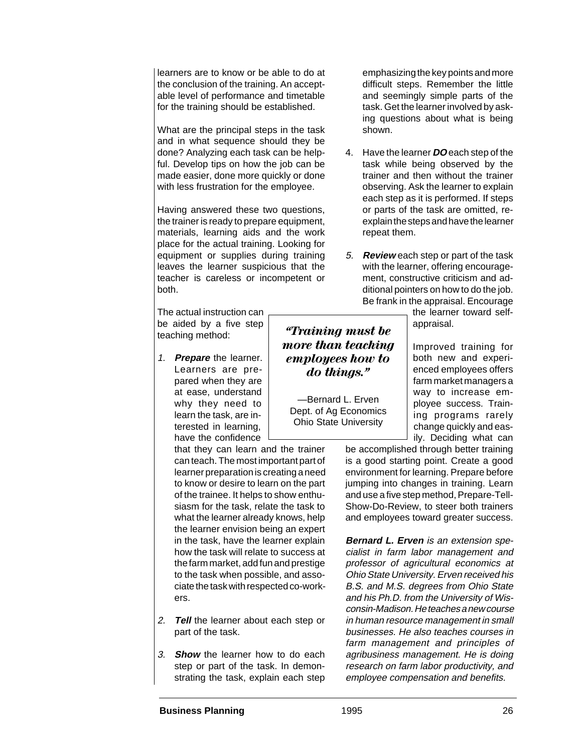learners are to know or be able to do at the conclusion of the training. An acceptable level of performance and timetable for the training should be established.

What are the principal steps in the task and in what sequence should they be done? Analyzing each task can be helpful. Develop tips on how the job can be made easier, done more quickly or done with less frustration for the employee.

Having answered these two questions, the trainer is ready to prepare equipment, materials, learning aids and the work place for the actual training. Looking for equipment or supplies during training leaves the learner suspicious that the teacher is careless or incompetent or both.

The actual instruction can be aided by a five step teaching method:

1. **Prepare** the learner. Learners are prepared when they are at ease, understand why they need to learn the task, are interested in learning, have the confidence that they can learn and the trainer can teach. The most important part of learner preparation is creating a need to know or desire to learn on the part of the trainee. It helps to show enthusiasm for the task, relate the task to what the learner already knows, help the learner envision being an expert in the task, have the learner explain how the task will relate to success at the farm market, add fun and prestige to the task when possible, and associate the task with respected co-workers.

2. **Tell** the learner about each step or part of the task.

3. **Show** the learner how to do each step or part of the task. In demonstrating the task, explain each step emphasizing the key points and more difficult steps. Remember the little and seemingly simple parts of the task. Get the learner involved by asking questions about what is being shown.

4. Have the learner ***DO*** each step of the task while being observed by the trainer and then without the trainer observing. Ask the learner to explain each step as it is performed. If steps or parts of the task are omitted, reexplain the steps and have the learner repeat them.

5. **Review** each step or part of the task with the learner, offering encouragement, constructive criticism and additional pointers on how to do the job. Be frank in the appraisal. Encourage the learner toward self-appraisal.

> ***"Training must be more than teaching employees how to do things."***
>
> —Bernard L. Erven
> Dept. of Ag Economics
> Ohio State University

Improved training for both new and experienced employees offers farm market managers a way to increase employee success. Training programs rarely change quickly and easily. Deciding what can be accomplished through better training is a good starting point. Create a good environment for learning. Prepare before jumping into changes in training. Learn and use a five step method, Prepare-Tell-Show-Do-Review, to steer both trainers and employees toward greater success.

***Bernard L. Erven** is an extension specialist in farm labor management and professor of agricultural economics at Ohio State University. Erven received his B.S. and M.S. degrees from Ohio State and his Ph.D. from the University of Wisconsin-Madison. He teaches a new course in human resource management in small businesses. He also teaches courses in farm management and principles of agribusiness management. He is doing research on farm labor productivity, and employee compensation and benefits.*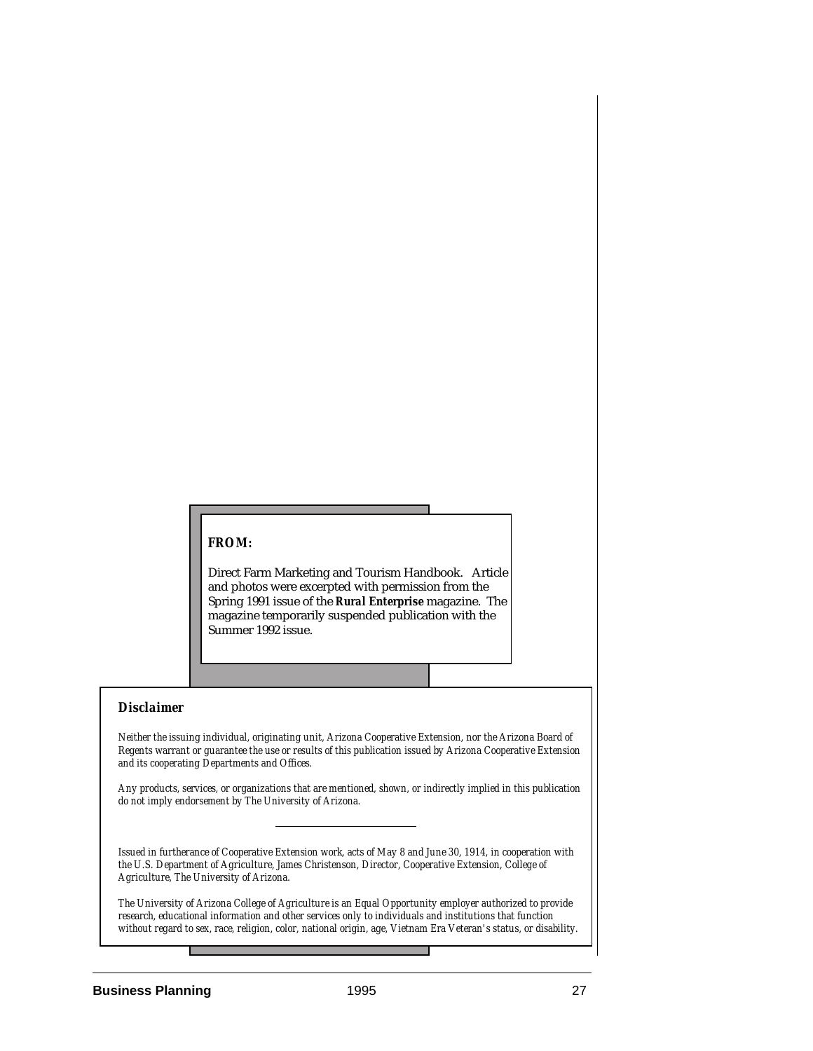**FROM:**

Direct Farm Marketing and Tourism Handbook. Article and photos were excerpted with permission from the Spring 1991 issue of the ***Rural Enterprise*** magazine. The magazine temporarily suspended publication with the Summer 1992 issue.

***Disclaimer***

*Neither the issuing individual, originating unit, Arizona Cooperative Extension, nor the Arizona Board of Regents warrant or guarantee the use or results of this publication issued by Arizona Cooperative Extension and its cooperating Departments and Offices.*

*Any products, services, or organizations that are mentioned, shown, or indirectly implied in this publication do not imply endorsement by The University of Arizona.*

---

*Issued in furtherance of Cooperative Extension work, acts of May 8 and June 30, 1914, in cooperation with the U.S. Department of Agriculture, James Christenson, Director, Cooperative Extension, College of Agriculture, The University of Arizona.*

*The University of Arizona College of Agriculture is an Equal Opportunity employer authorized to provide research, educational information and other services only to individuals and institutions that function without regard to sex, race, religion, color, national origin, age, Vietnam Era Veteran's status, or disability.*